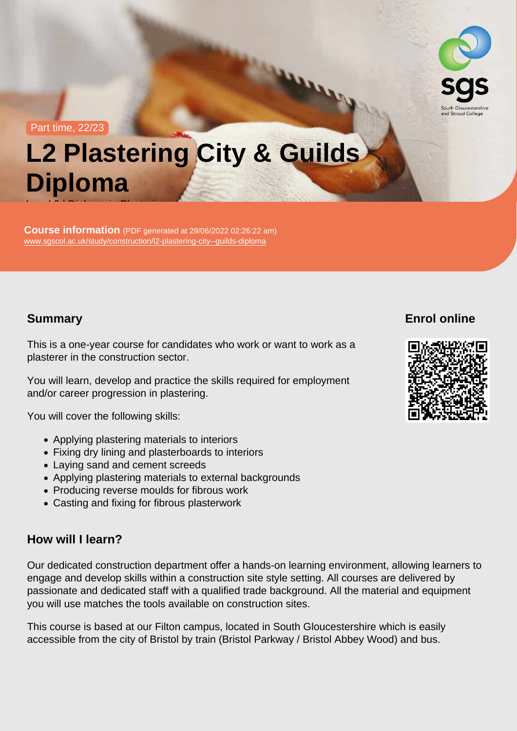Part time, 22/23

# L2 Plastering City & Guilds Diploma

**Course information** (PDF generated at 29/06/2022 02:26:22 am)
www.sgscol.ac.uk/study/construction/l2-plastering-city--guilds-diploma

## Summary

This is a one-year course for candidates who work or want to work as a plasterer in the construction sector.

You will learn, develop and practice the skills required for employment and/or career progression in plastering.

You will cover the following skills:

- Applying plastering materials to interiors
- Fixing dry lining and plasterboards to interiors
- Laying sand and cement screeds
- Applying plastering materials to external backgrounds
- Producing reverse moulds for fibrous work
- Casting and fixing for fibrous plasterwork

## Enrol online

## How will I learn?

Our dedicated construction department offer a hands-on learning environment, allowing learners to engage and develop skills within a construction site style setting. All courses are delivered by passionate and dedicated staff with a qualified trade background. All the material and equipment you will use matches the tools available on construction sites.

This course is based at our Filton campus, located in South Gloucestershire which is easily accessible from the city of Bristol by train (Bristol Parkway / Bristol Abbey Wood) and bus.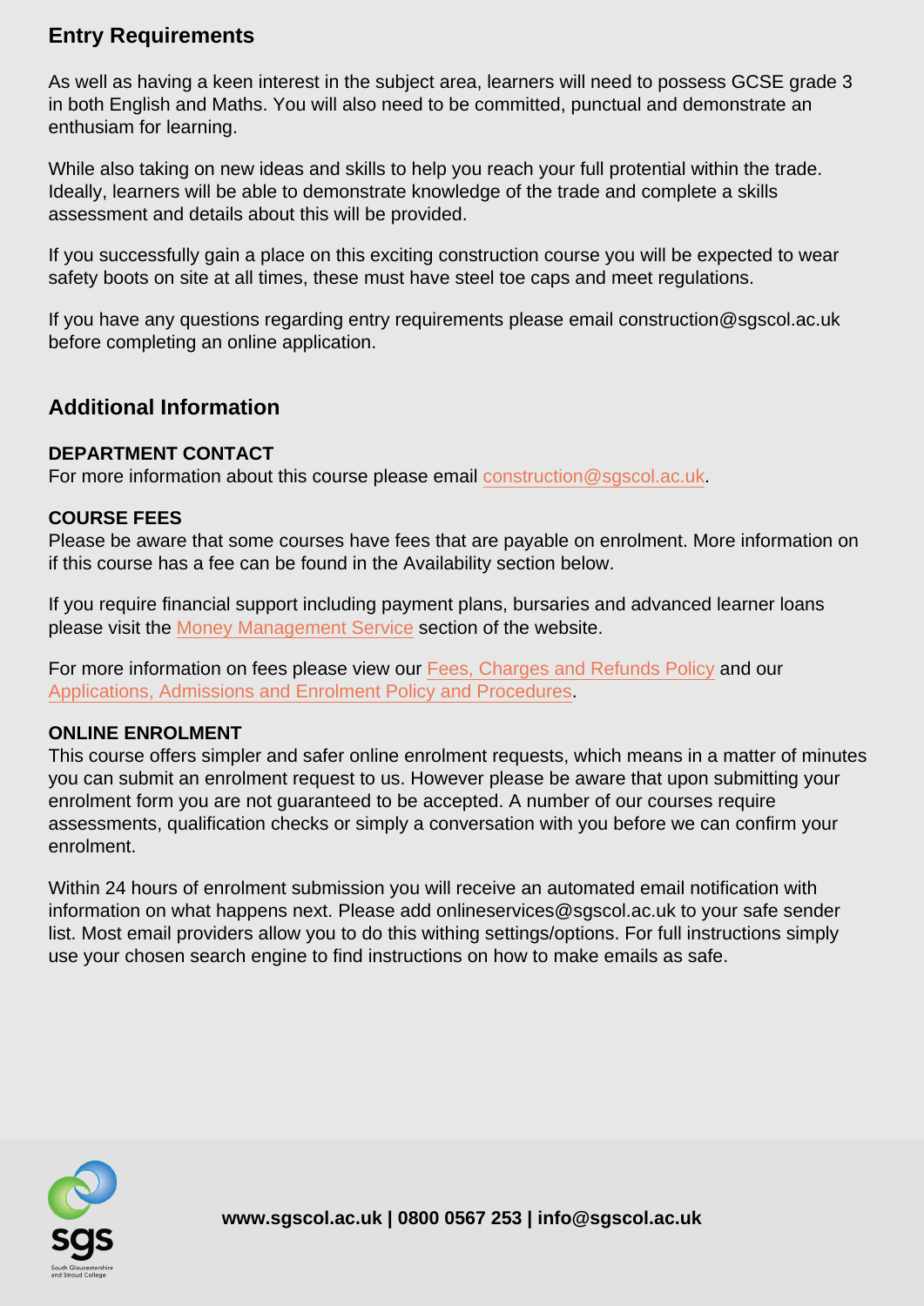## Entry Requirements

As well as having a keen interest in the subject area, learners will need to possess GCSE grade 3 in both English and Maths. You will also need to be committed, punctual and demonstrate an enthusiam for learning.

While also taking on new ideas and skills to help you reach your full protential within the trade. Ideally, learners will be able to demonstrate knowledge of the trade and complete a skills assessment and details about this will be provided.

If you successfully gain a place on this exciting construction course you will be expected to wear safety boots on site at all times, these must have steel toe caps and meet regulations.

If you have any questions regarding entry requirements please email construction@sgscol.ac.uk before completing an online application.

## Additional Information

**DEPARTMENT CONTACT**
For more information about this course please email construction@sgscol.ac.uk.

**COURSE FEES**
Please be aware that some courses have fees that are payable on enrolment. More information on if this course has a fee can be found in the Availability section below.

If you require financial support including payment plans, bursaries and advanced learner loans please visit the Money Management Service section of the website.

For more information on fees please view our Fees, Charges and Refunds Policy and our Applications, Admissions and Enrolment Policy and Procedures.

**ONLINE ENROLMENT**
This course offers simpler and safer online enrolment requests, which means in a matter of minutes you can submit an enrolment request to us. However please be aware that upon submitting your enrolment form you are not guaranteed to be accepted. A number of our courses require assessments, qualification checks or simply a conversation with you before we can confirm your enrolment.

Within 24 hours of enrolment submission you will receive an automated email notification with information on what happens next. Please add onlineservices@sgscol.ac.uk to your safe sender list. Most email providers allow you to do this withing settings/options. For full instructions simply use your chosen search engine to find instructions on how to make emails as safe.

sgs
South Gloucestershire and Stroud College

**www.sgscol.ac.uk | 0800 0567 253 | info@sgscol.ac.uk**